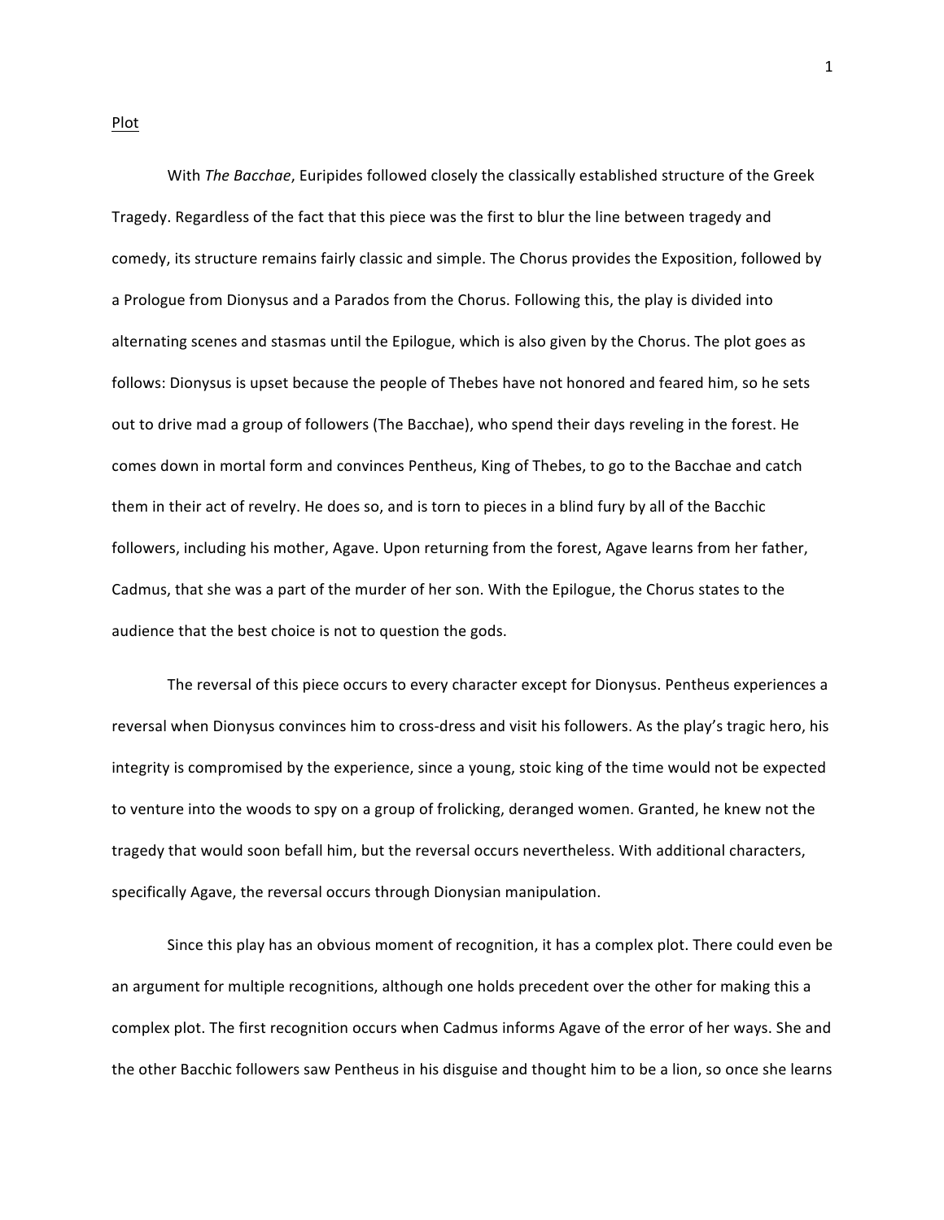Plot

With *The Bacchae*, Euripides followed closely the classically established structure of the Greek Tragedy. Regardless of the fact that this piece was the first to blur the line between tragedy and comedy, its structure remains fairly classic and simple. The Chorus provides the Exposition, followed by a Prologue from Dionysus and a Parados from the Chorus. Following this, the play is divided into alternating scenes and stasmas until the Epilogue, which is also given by the Chorus. The plot goes as follows: Dionysus is upset because the people of Thebes have not honored and feared him, so he sets out to drive mad a group of followers (The Bacchae), who spend their days reveling in the forest. He comes down in mortal form and convinces Pentheus, King of Thebes, to go to the Bacchae and catch them in their act of revelry. He does so, and is torn to pieces in a blind fury by all of the Bacchic followers, including his mother, Agave. Upon returning from the forest, Agave learns from her father, Cadmus, that she was a part of the murder of her son. With the Epilogue, the Chorus states to the audience that the best choice is not to question the gods.

The reversal of this piece occurs to every character except for Dionysus. Pentheus experiences a reversal when Dionysus convinces him to cross-dress and visit his followers. As the play's tragic hero, his integrity is compromised by the experience, since a young, stoic king of the time would not be expected to venture into the woods to spy on a group of frolicking, deranged women. Granted, he knew not the tragedy that would soon befall him, but the reversal occurs nevertheless. With additional characters, specifically Agave, the reversal occurs through Dionysian manipulation.

Since this play has an obvious moment of recognition, it has a complex plot. There could even be an argument for multiple recognitions, although one holds precedent over the other for making this a complex plot. The first recognition occurs when Cadmus informs Agave of the error of her ways. She and the other Bacchic followers saw Pentheus in his disguise and thought him to be a lion, so once she learns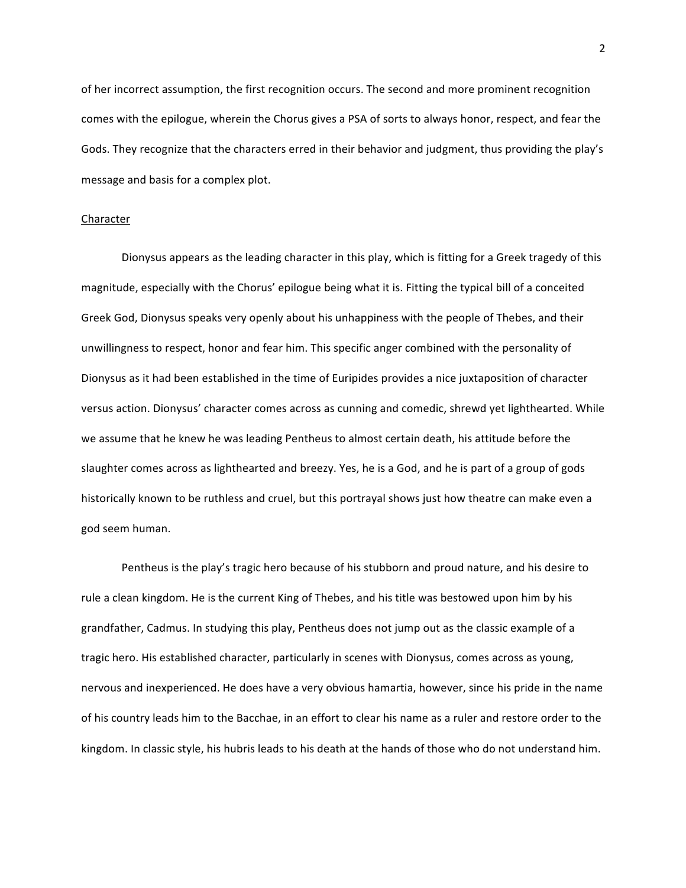of her incorrect assumption, the first recognition occurs. The second and more prominent recognition comes with the epilogue, wherein the Chorus gives a PSA of sorts to always honor, respect, and fear the Gods. They recognize that the characters erred in their behavior and judgment, thus providing the play's message and basis for a complex plot.

<u>Character</u>

Dionysus appears as the leading character in this play, which is fitting for a Greek tragedy of this magnitude, especially with the Chorus' epilogue being what it is. Fitting the typical bill of a conceited Greek God, Dionysus speaks very openly about his unhappiness with the people of Thebes, and their unwillingness to respect, honor and fear him. This specific anger combined with the personality of Dionysus as it had been established in the time of Euripides provides a nice juxtaposition of character versus action. Dionysus' character comes across as cunning and comedic, shrewd yet lighthearted. While we assume that he knew he was leading Pentheus to almost certain death, his attitude before the slaughter comes across as lighthearted and breezy. Yes, he is a God, and he is part of a group of gods historically known to be ruthless and cruel, but this portrayal shows just how theatre can make even a god seem human.

Pentheus is the play's tragic hero because of his stubborn and proud nature, and his desire to rule a clean kingdom. He is the current King of Thebes, and his title was bestowed upon him by his grandfather, Cadmus. In studying this play, Pentheus does not jump out as the classic example of a tragic hero. His established character, particularly in scenes with Dionysus, comes across as young, nervous and inexperienced. He does have a very obvious hamartia, however, since his pride in the name of his country leads him to the Bacchae, in an effort to clear his name as a ruler and restore order to the kingdom. In classic style, his hubris leads to his death at the hands of those who do not understand him.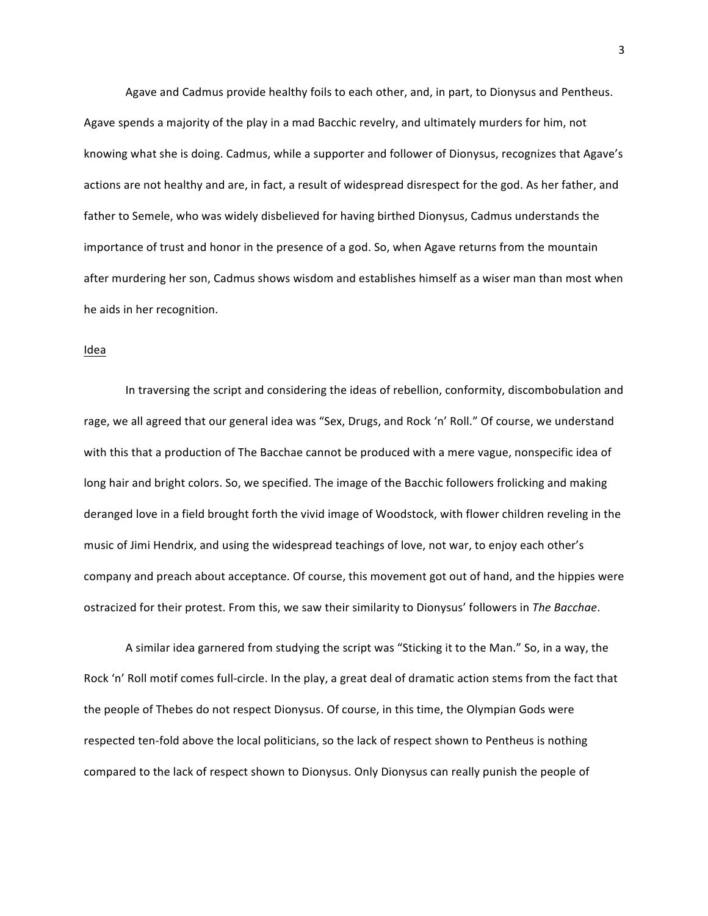Agave and Cadmus provide healthy foils to each other, and, in part, to Dionysus and Pentheus. Agave spends a majority of the play in a mad Bacchic revelry, and ultimately murders for him, not knowing what she is doing. Cadmus, while a supporter and follower of Dionysus, recognizes that Agave's actions are not healthy and are, in fact, a result of widespread disrespect for the god. As her father, and father to Semele, who was widely disbelieved for having birthed Dionysus, Cadmus understands the importance of trust and honor in the presence of a god. So, when Agave returns from the mountain after murdering her son, Cadmus shows wisdom and establishes himself as a wiser man than most when he aids in her recognition.

Idea

In traversing the script and considering the ideas of rebellion, conformity, discombobulation and rage, we all agreed that our general idea was "Sex, Drugs, and Rock 'n' Roll." Of course, we understand with this that a production of The Bacchae cannot be produced with a mere vague, nonspecific idea of long hair and bright colors. So, we specified. The image of the Bacchic followers frolicking and making deranged love in a field brought forth the vivid image of Woodstock, with flower children reveling in the music of Jimi Hendrix, and using the widespread teachings of love, not war, to enjoy each other's company and preach about acceptance. Of course, this movement got out of hand, and the hippies were ostracized for their protest. From this, we saw their similarity to Dionysus' followers in *The Bacchae*.

A similar idea garnered from studying the script was "Sticking it to the Man." So, in a way, the Rock 'n' Roll motif comes full-circle. In the play, a great deal of dramatic action stems from the fact that the people of Thebes do not respect Dionysus. Of course, in this time, the Olympian Gods were respected ten-fold above the local politicians, so the lack of respect shown to Pentheus is nothing compared to the lack of respect shown to Dionysus. Only Dionysus can really punish the people of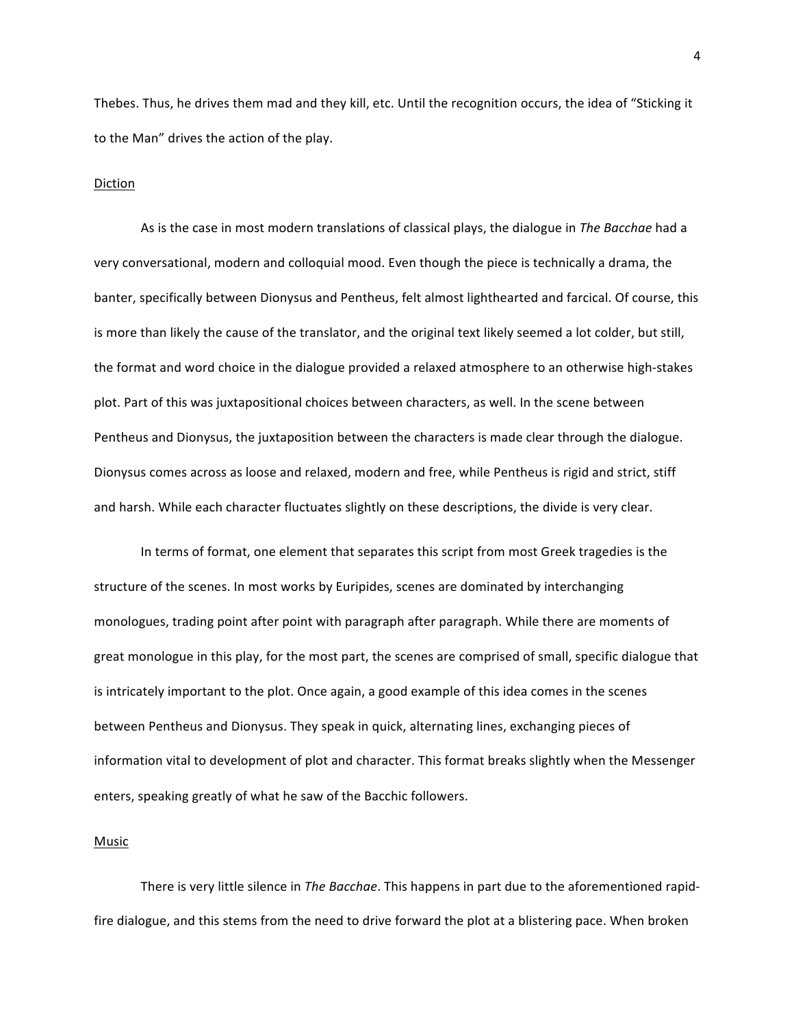Thebes. Thus, he drives them mad and they kill, etc. Until the recognition occurs, the idea of "Sticking it to the Man" drives the action of the play.

## Diction

As is the case in most modern translations of classical plays, the dialogue in *The Bacchae* had a very conversational, modern and colloquial mood. Even though the piece is technically a drama, the banter, specifically between Dionysus and Pentheus, felt almost lighthearted and farcical. Of course, this is more than likely the cause of the translator, and the original text likely seemed a lot colder, but still, the format and word choice in the dialogue provided a relaxed atmosphere to an otherwise high-stakes plot. Part of this was juxtapositional choices between characters, as well. In the scene between Pentheus and Dionysus, the juxtaposition between the characters is made clear through the dialogue. Dionysus comes across as loose and relaxed, modern and free, while Pentheus is rigid and strict, stiff and harsh. While each character fluctuates slightly on these descriptions, the divide is very clear.

In terms of format, one element that separates this script from most Greek tragedies is the structure of the scenes. In most works by Euripides, scenes are dominated by interchanging monologues, trading point after point with paragraph after paragraph. While there are moments of great monologue in this play, for the most part, the scenes are comprised of small, specific dialogue that is intricately important to the plot. Once again, a good example of this idea comes in the scenes between Pentheus and Dionysus. They speak in quick, alternating lines, exchanging pieces of information vital to development of plot and character. This format breaks slightly when the Messenger enters, speaking greatly of what he saw of the Bacchic followers.

## Music

There is very little silence in *The Bacchae*. This happens in part due to the aforementioned rapid-fire dialogue, and this stems from the need to drive forward the plot at a blistering pace. When broken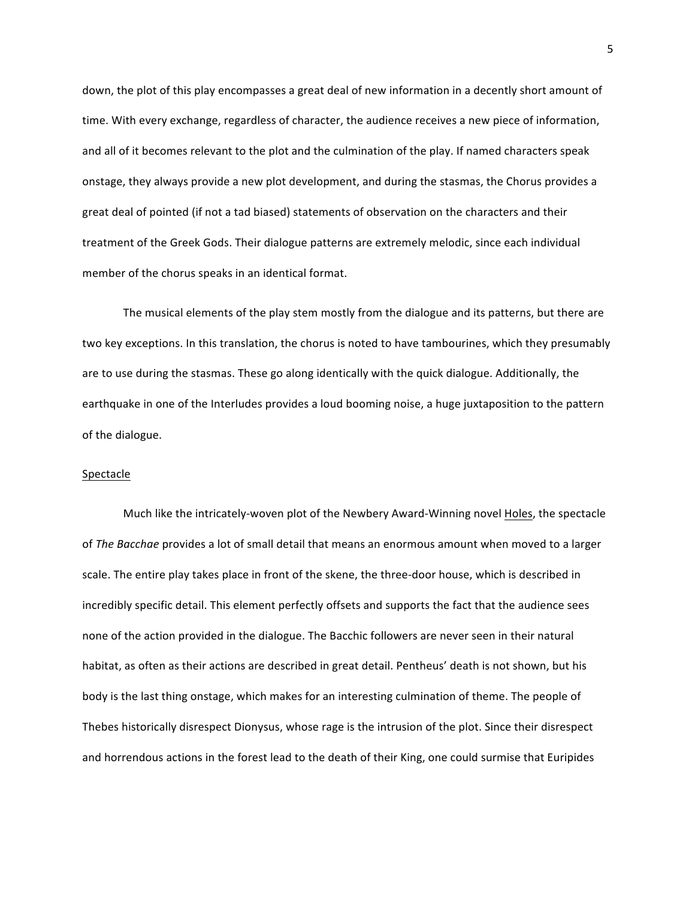down, the plot of this play encompasses a great deal of new information in a decently short amount of time. With every exchange, regardless of character, the audience receives a new piece of information, and all of it becomes relevant to the plot and the culmination of the play. If named characters speak onstage, they always provide a new plot development, and during the stasmas, the Chorus provides a great deal of pointed (if not a tad biased) statements of observation on the characters and their treatment of the Greek Gods. Their dialogue patterns are extremely melodic, since each individual member of the chorus speaks in an identical format.

The musical elements of the play stem mostly from the dialogue and its patterns, but there are two key exceptions. In this translation, the chorus is noted to have tambourines, which they presumably are to use during the stasmas. These go along identically with the quick dialogue. Additionally, the earthquake in one of the Interludes provides a loud booming noise, a huge juxtaposition to the pattern of the dialogue.

<u>Spectacle</u>

Much like the intricately-woven plot of the Newbery Award-Winning novel <u>Holes</u>, the spectacle of *The Bacchae* provides a lot of small detail that means an enormous amount when moved to a larger scale. The entire play takes place in front of the skene, the three-door house, which is described in incredibly specific detail. This element perfectly offsets and supports the fact that the audience sees none of the action provided in the dialogue. The Bacchic followers are never seen in their natural habitat, as often as their actions are described in great detail. Pentheus' death is not shown, but his body is the last thing onstage, which makes for an interesting culmination of theme. The people of Thebes historically disrespect Dionysus, whose rage is the intrusion of the plot. Since their disrespect and horrendous actions in the forest lead to the death of their King, one could surmise that Euripides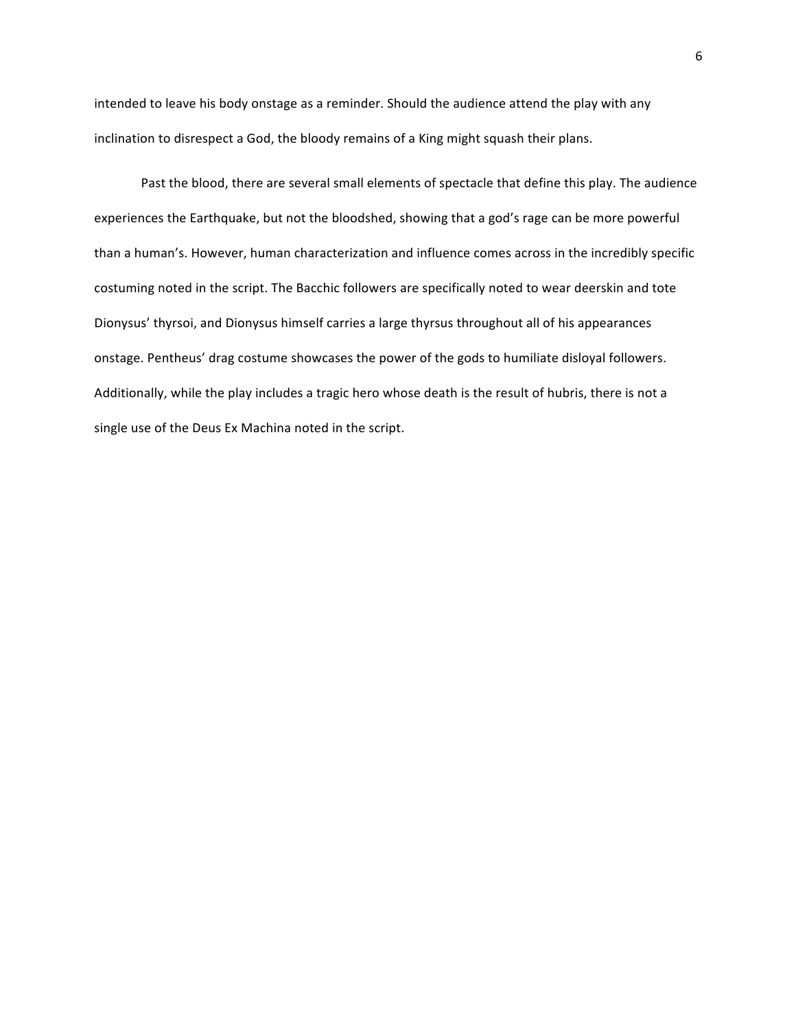intended to leave his body onstage as a reminder. Should the audience attend the play with any inclination to disrespect a God, the bloody remains of a King might squash their plans.

Past the blood, there are several small elements of spectacle that define this play. The audience experiences the Earthquake, but not the bloodshed, showing that a god's rage can be more powerful than a human's. However, human characterization and influence comes across in the incredibly specific costuming noted in the script. The Bacchic followers are specifically noted to wear deerskin and tote Dionysus' thyrsoi, and Dionysus himself carries a large thyrsus throughout all of his appearances onstage. Pentheus' drag costume showcases the power of the gods to humiliate disloyal followers. Additionally, while the play includes a tragic hero whose death is the result of hubris, there is not a single use of the Deus Ex Machina noted in the script.